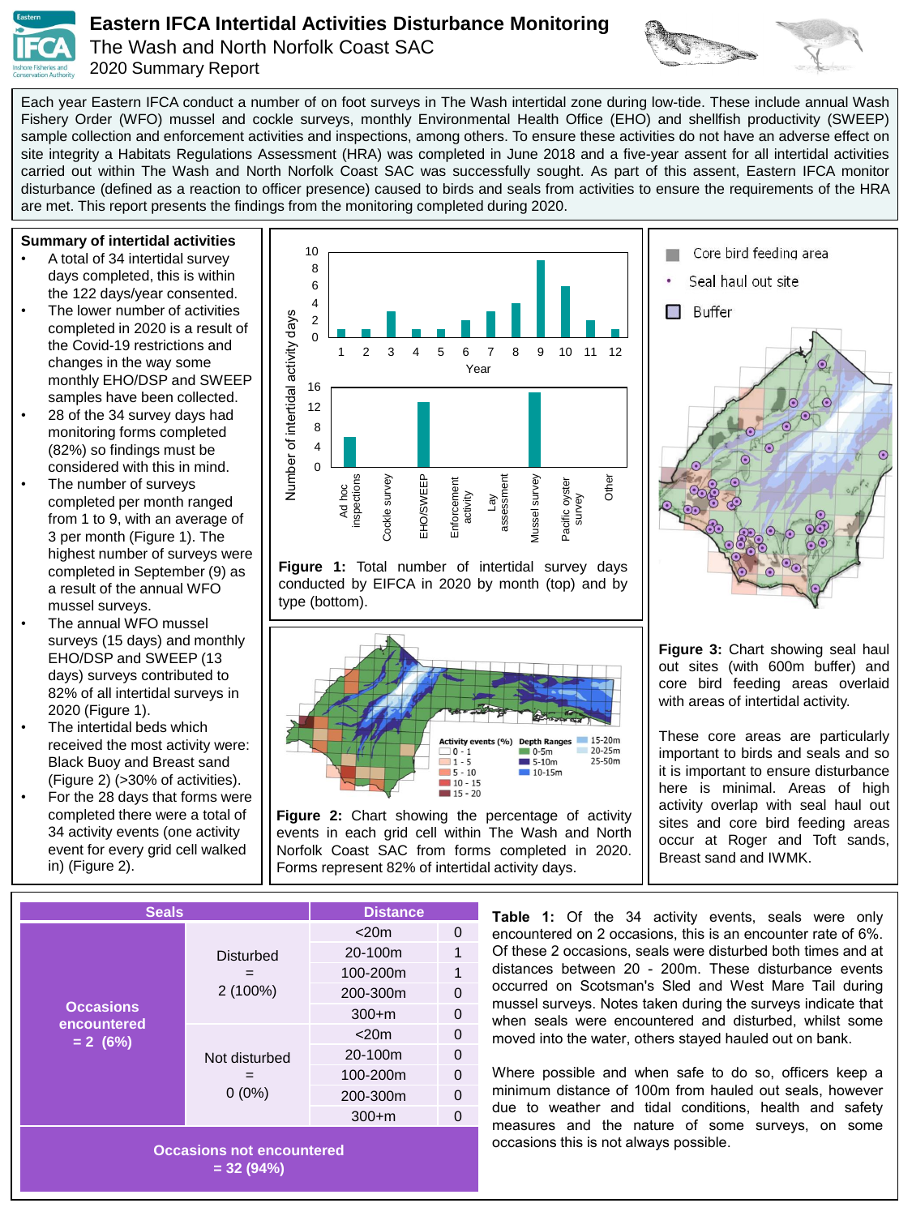# Eastern IFCA Intertidal Activities Disturbance Monitoring

## The Wash and North Norfolk Coast SAC

## 2020 Summary Report

Each year Eastern IFCA conduct a number of on foot surveys in The Wash intertidal zone during low-tide. These include annual Wash Fishery Order (WFO) mussel and cockle surveys, monthly Environmental Health Office (EHO) and shellfish productivity (SWEEP) sample collection and enforcement activities and inspections, among others. To ensure these activities do not have an adverse effect on site integrity a Habitats Regulations Assessment (HRA) was completed in June 2018 and a five-year assent for all intertidal activities carried out within The Wash and North Norfolk Coast SAC was successfully sought. As part of this assent, Eastern IFCA monitor disturbance (defined as a reaction to officer presence) caused to birds and seals from activities to ensure the requirements of the HRA are met. This report presents the findings from the monitoring completed during 2020.

### Summary of intertidal activities

- A total of 34 intertidal survey days completed, this is within the 122 days/year consented.
- The lower number of activities completed in 2020 is a result of the Covid-19 restrictions and changes in the way some monthly EHO/DSP and SWEEP samples have been collected.
- 28 of the 34 survey days had monitoring forms completed (82%) so findings must be considered with this in mind.
- The number of surveys completed per month ranged from 1 to 9, with an average of 3 per month (Figure 1). The highest number of surveys were completed in September (9) as a result of the annual WFO mussel surveys.
- The annual WFO mussel surveys (15 days) and monthly EHO/DSP and SWEEP (13 days) surveys contributed to 82% of all intertidal surveys in 2020 (Figure 1).
- The intertidal beds which received the most activity were: Black Buoy and Breast sand (Figure 2) (>30% of activities).
- For the 28 days that forms were completed there were a total of 34 activity events (one activity event for every grid cell walked in) (Figure 2).

**Figure 1:** Total number of intertidal survey days conducted by EIFCA in 2020 by month (top) and by type (bottom).

**Figure 2:** Chart showing the percentage of activity events in each grid cell within The Wash and North Norfolk Coast SAC from forms completed in 2020. Forms represent 82% of intertidal activity days.

**Figure 3:** Chart showing seal haul out sites (with 600m buffer) and core bird feeding areas overlaid with areas of intertidal activity.

These core areas are particularly important to birds and seals and so it is important to ensure disturbance here is minimal. Areas of high activity overlap with seal haul out sites and core bird feeding areas occur at Roger and Toft sands, Breast sand and IWMK.

| Seals | | Distance | |
|---|---|---|---|
| Occasions encountered = 2 (6%) | Disturbed = 2 (100%) | <20m | 0 |
| | | 20-100m | 1 |
| | | 100-200m | 1 |
| | | 200-300m | 0 |
| | | 300+m | 0 |
| | Not disturbed = 0 (0%) | <20m | 0 |
| | | 20-100m | 0 |
| | | 100-200m | 0 |
| | | 200-300m | 0 |
| | | 300+m | 0 |
| Occasions not encountered = 32 (94%) | | | |

**Table 1:** Of the 34 activity events, seals were only encountered on 2 occasions, this is an encounter rate of 6%. Of these 2 occasions, seals were disturbed both times and at distances between 20 - 200m. These disturbance events occurred on Scotsman's Sled and West Mare Tail during mussel surveys. Notes taken during the surveys indicate that when seals were encountered and disturbed, whilst some moved into the water, others stayed hauled out on bank.

Where possible and when safe to do so, officers keep a minimum distance of 100m from hauled out seals, however due to weather and tidal conditions, health and safety measures and the nature of some surveys, on some occasions this is not always possible.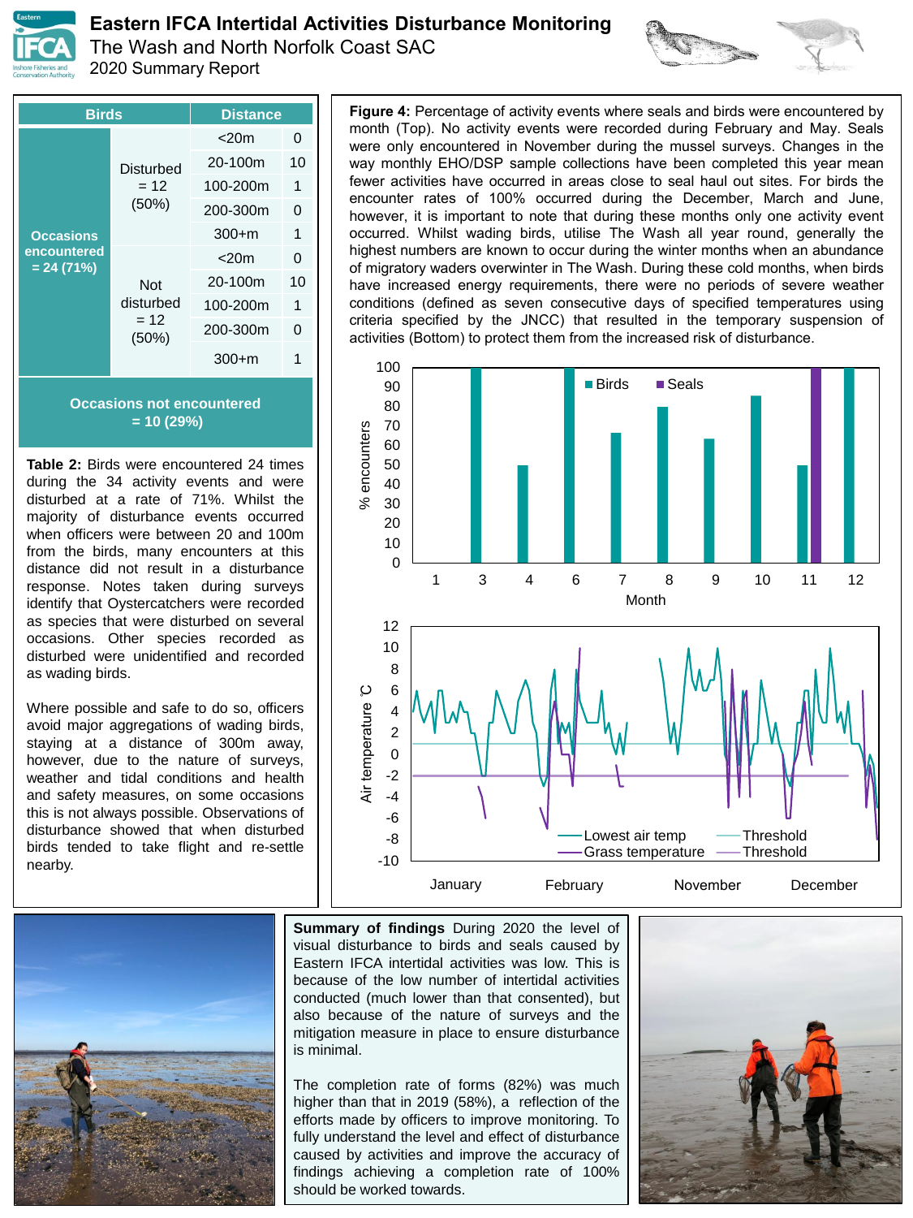# Eastern IFCA Intertidal Activities Disturbance Monitoring

The Wash and North Norfolk Coast SAC

2020 Summary Report

| Birds | | Distance | |
|---|---|---|---|
| Occasions encountered = 24 (71%) | Disturbed = 12 (50%) | <20m | 0 |
| | | 20-100m | 10 |
| | | 100-200m | 1 |
| | | 200-300m | 0 |
| | | 300+m | 1 |
| | Not disturbed = 12 (50%) | <20m | 0 |
| | | 20-100m | 10 |
| | | 100-200m | 1 |
| | | 200-300m | 0 |
| | | 300+m | 1 |
| Occasions not encountered = 10 (29%) | | | |

**Table 2:** Birds were encountered 24 times during the 34 activity events and were disturbed at a rate of 71%. Whilst the majority of disturbance events occurred when officers were between 20 and 100m from the birds, many encounters at this distance did not result in a disturbance response. Notes taken during surveys identify that Oystercatchers were recorded as species that were disturbed on several occasions. Other species recorded as disturbed were unidentified and recorded as wading birds.

Where possible and safe to do so, officers avoid major aggregations of wading birds, staying at a distance of 300m away, however, due to the nature of surveys, weather and tidal conditions and health and safety measures, on some occasions this is not always possible. Observations of disturbance showed that when disturbed birds tended to take flight and re-settle nearby.

**Figure 4:** Percentage of activity events where seals and birds were encountered by month (Top). No activity events were recorded during February and May. Seals were only encountered in November during the mussel surveys. Changes in the way monthly EHO/DSP sample collections have been completed this year mean fewer activities have occurred in areas close to seal haul out sites. For birds the encounter rates of 100% occurred during the December, March and June, however, it is important to note that during these months only one activity event occurred. Whilst wading birds, utilise The Wash all year round, generally the highest numbers are known to occur during the winter months when an abundance of migratory waders overwinter in The Wash. During these cold months, when birds have increased energy requirements, there were no periods of severe weather conditions (defined as seven consecutive days of specified temperatures using criteria specified by the JNCC) that resulted in the temporary suspension of activities (Bottom) to protect them from the increased risk of disturbance.

% encounters

Birds

Seals

Month

1 3 4 6 7 8 9 10 11 12

Air temperature °C

Lowest air temp

Threshold

Grass temperature

Threshold

January February November December

**Summary of findings** During 2020 the level of visual disturbance to birds and seals caused by Eastern IFCA intertidal activities was low. This is because of the low number of intertidal activities conducted (much lower than that consented), but also because of the nature of surveys and the mitigation measure in place to ensure disturbance is minimal.

The completion rate of forms (82%) was much higher than that in 2019 (58%), a reflection of the efforts made by officers to improve monitoring. To fully understand the level and effect of disturbance caused by activities and improve the accuracy of findings achieving a completion rate of 100% should be worked towards.